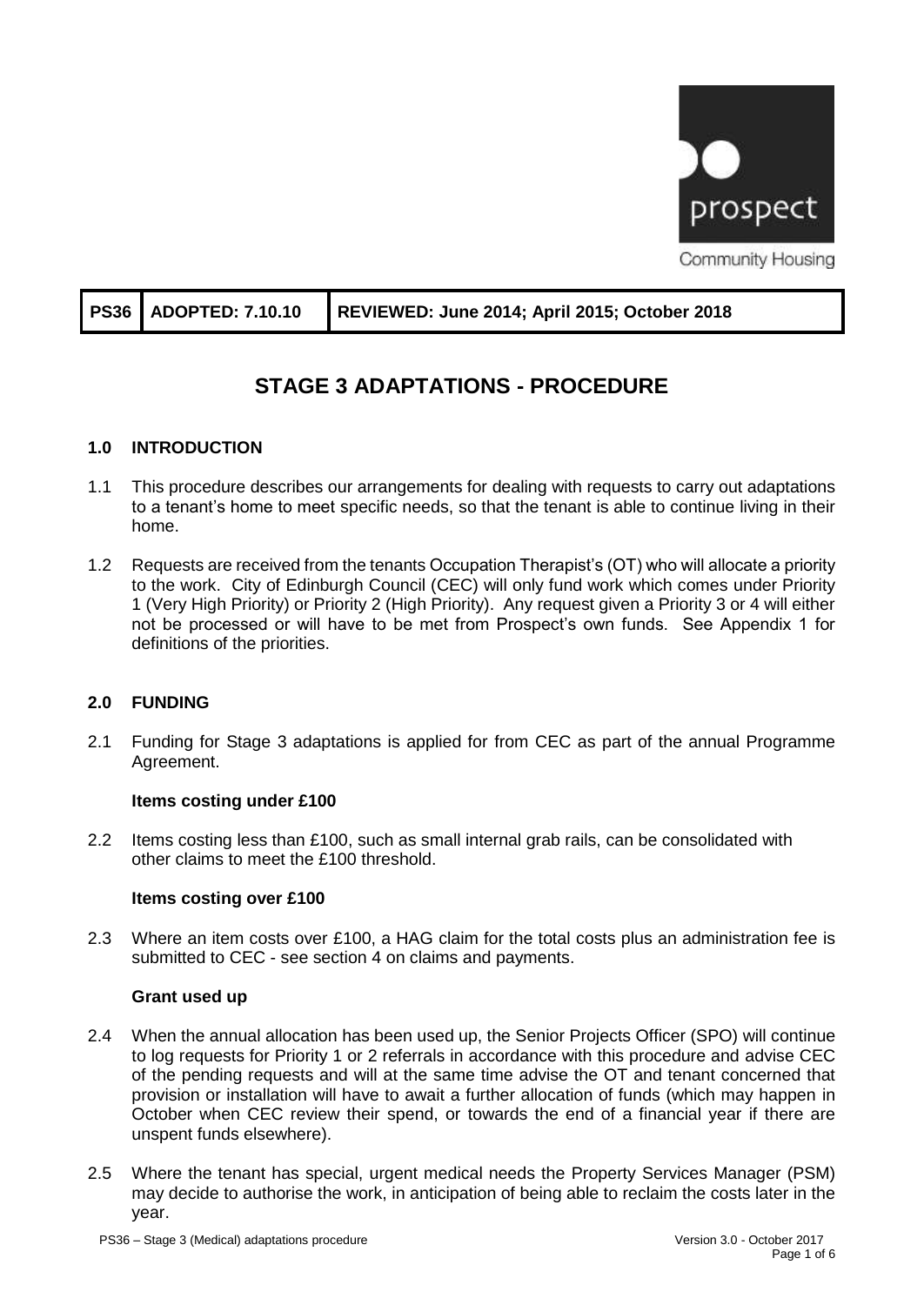prospect

Community Housing

| PS36 | ADOPTED: 7.10.10 | REVIEWED: June 2014; April 2015; October 2018 |
|---|---|---|

# STAGE 3 ADAPTATIONS - PROCEDURE

## 1.0 INTRODUCTION

1.1 This procedure describes our arrangements for dealing with requests to carry out adaptations to a tenant's home to meet specific needs, so that the tenant is able to continue living in their home.

1.2 Requests are received from the tenants Occupation Therapist's (OT) who will allocate a priority to the work. City of Edinburgh Council (CEC) will only fund work which comes under Priority 1 (Very High Priority) or Priority 2 (High Priority). Any request given a Priority 3 or 4 will either not be processed or will have to be met from Prospect's own funds. See Appendix 1 for definitions of the priorities.

## 2.0 FUNDING

2.1 Funding for Stage 3 adaptations is applied for from CEC as part of the annual Programme Agreement.

**Items costing under £100**

2.2 Items costing less than £100, such as small internal grab rails, can be consolidated with other claims to meet the £100 threshold.

**Items costing over £100**

2.3 Where an item costs over £100, a HAG claim for the total costs plus an administration fee is submitted to CEC - see section 4 on claims and payments.

**Grant used up**

2.4 When the annual allocation has been used up, the Senior Projects Officer (SPO) will continue to log requests for Priority 1 or 2 referrals in accordance with this procedure and advise CEC of the pending requests and will at the same time advise the OT and tenant concerned that provision or installation will have to await a further allocation of funds (which may happen in October when CEC review their spend, or towards the end of a financial year if there are unspent funds elsewhere).

2.5 Where the tenant has special, urgent medical needs the Property Services Manager (PSM) may decide to authorise the work, in anticipation of being able to reclaim the costs later in the year.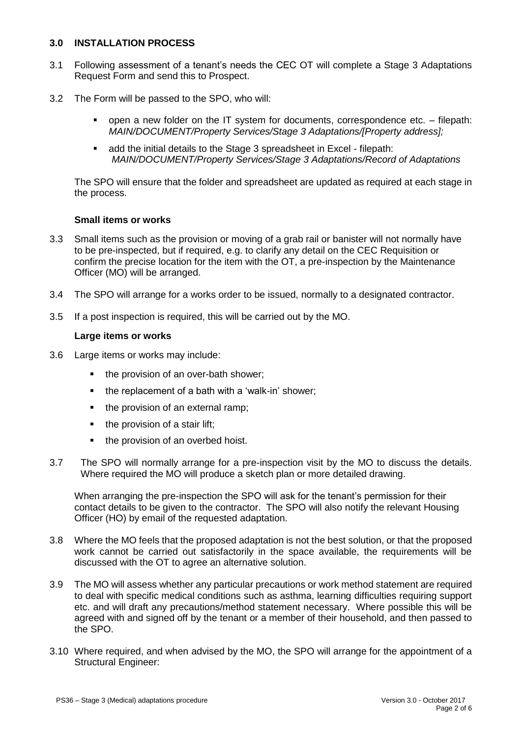## 3.0 INSTALLATION PROCESS

3.1 Following assessment of a tenant's needs the CEC OT will complete a Stage 3 Adaptations Request Form and send this to Prospect.

3.2 The Form will be passed to the SPO, who will:

- open a new folder on the IT system for documents, correspondence etc. – filepath: *MAIN/DOCUMENT/Property Services/Stage 3 Adaptations/[Property address];*
- add the initial details to the Stage 3 spreadsheet in Excel - filepath: *MAIN/DOCUMENT/Property Services/Stage 3 Adaptations/Record of Adaptations*

The SPO will ensure that the folder and spreadsheet are updated as required at each stage in the process.

**Small items or works**

3.3 Small items such as the provision or moving of a grab rail or banister will not normally have to be pre-inspected, but if required, e.g. to clarify any detail on the CEC Requisition or confirm the precise location for the item with the OT, a pre-inspection by the Maintenance Officer (MO) will be arranged.

3.4 The SPO will arrange for a works order to be issued, normally to a designated contractor.

3.5 If a post inspection is required, this will be carried out by the MO.

**Large items or works**

3.6 Large items or works may include:

- the provision of an over-bath shower;
- the replacement of a bath with a 'walk-in' shower;
- the provision of an external ramp;
- the provision of a stair lift;
- the provision of an overbed hoist.

3.7 The SPO will normally arrange for a pre-inspection visit by the MO to discuss the details. Where required the MO will produce a sketch plan or more detailed drawing.

When arranging the pre-inspection the SPO will ask for the tenant's permission for their contact details to be given to the contractor. The SPO will also notify the relevant Housing Officer (HO) by email of the requested adaptation.

3.8 Where the MO feels that the proposed adaptation is not the best solution, or that the proposed work cannot be carried out satisfactorily in the space available, the requirements will be discussed with the OT to agree an alternative solution.

3.9 The MO will assess whether any particular precautions or work method statement are required to deal with specific medical conditions such as asthma, learning difficulties requiring support etc. and will draft any precautions/method statement necessary. Where possible this will be agreed with and signed off by the tenant or a member of their household, and then passed to the SPO.

3.10 Where required, and when advised by the MO, the SPO will arrange for the appointment of a Structural Engineer: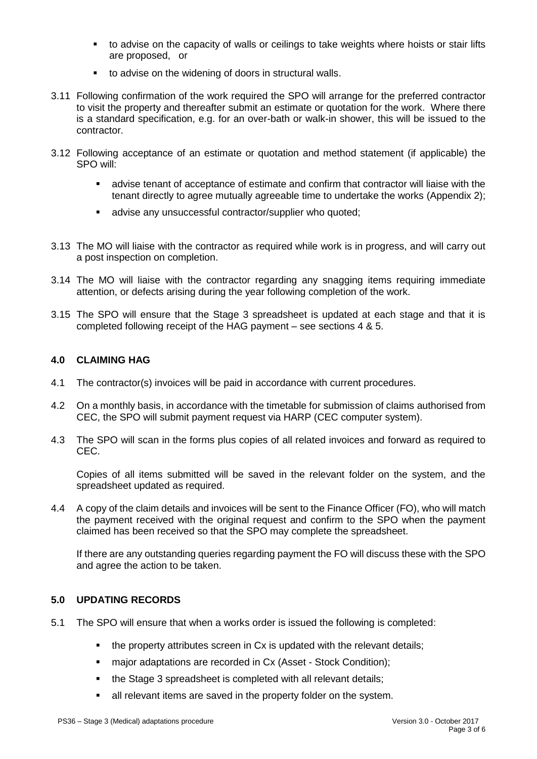- to advise on the capacity of walls or ceilings to take weights where hoists or stair lifts are proposed, or
- to advise on the widening of doors in structural walls.

3.11 Following confirmation of the work required the SPO will arrange for the preferred contractor to visit the property and thereafter submit an estimate or quotation for the work. Where there is a standard specification, e.g. for an over-bath or walk-in shower, this will be issued to the contractor.

3.12 Following acceptance of an estimate or quotation and method statement (if applicable) the SPO will:

- advise tenant of acceptance of estimate and confirm that contractor will liaise with the tenant directly to agree mutually agreeable time to undertake the works (Appendix 2);
- advise any unsuccessful contractor/supplier who quoted;

3.13 The MO will liaise with the contractor as required while work is in progress, and will carry out a post inspection on completion.

3.14 The MO will liaise with the contractor regarding any snagging items requiring immediate attention, or defects arising during the year following completion of the work.

3.15 The SPO will ensure that the Stage 3 spreadsheet is updated at each stage and that it is completed following receipt of the HAG payment – see sections 4 & 5.

## 4.0 CLAIMING HAG

4.1 The contractor(s) invoices will be paid in accordance with current procedures.

4.2 On a monthly basis, in accordance with the timetable for submission of claims authorised from CEC, the SPO will submit payment request via HARP (CEC computer system).

4.3 The SPO will scan in the forms plus copies of all related invoices and forward as required to CEC.

Copies of all items submitted will be saved in the relevant folder on the system, and the spreadsheet updated as required.

4.4 A copy of the claim details and invoices will be sent to the Finance Officer (FO), who will match the payment received with the original request and confirm to the SPO when the payment claimed has been received so that the SPO may complete the spreadsheet.

If there are any outstanding queries regarding payment the FO will discuss these with the SPO and agree the action to be taken.

## 5.0 UPDATING RECORDS

5.1 The SPO will ensure that when a works order is issued the following is completed:

- the property attributes screen in Cx is updated with the relevant details;
- major adaptations are recorded in Cx (Asset - Stock Condition);
- the Stage 3 spreadsheet is completed with all relevant details;
- all relevant items are saved in the property folder on the system.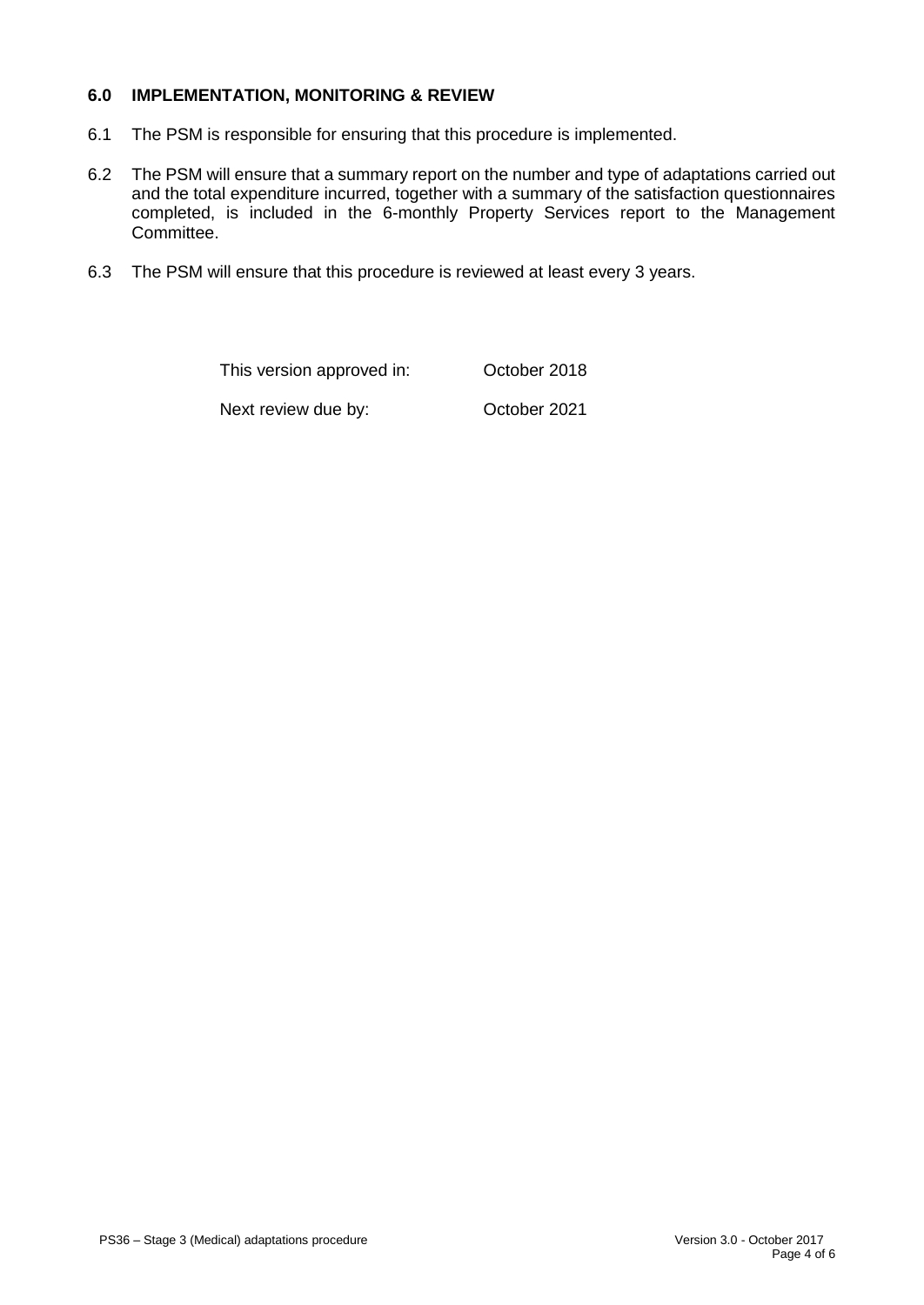## 6.0 IMPLEMENTATION, MONITORING & REVIEW

6.1 The PSM is responsible for ensuring that this procedure is implemented.

6.2 The PSM will ensure that a summary report on the number and type of adaptations carried out and the total expenditure incurred, together with a summary of the satisfaction questionnaires completed, is included in the 6-monthly Property Services report to the Management Committee.

6.3 The PSM will ensure that this procedure is reviewed at least every 3 years.

| | |
|---|---|
| This version approved in: | October 2018 |
| Next review due by: | October 2021 |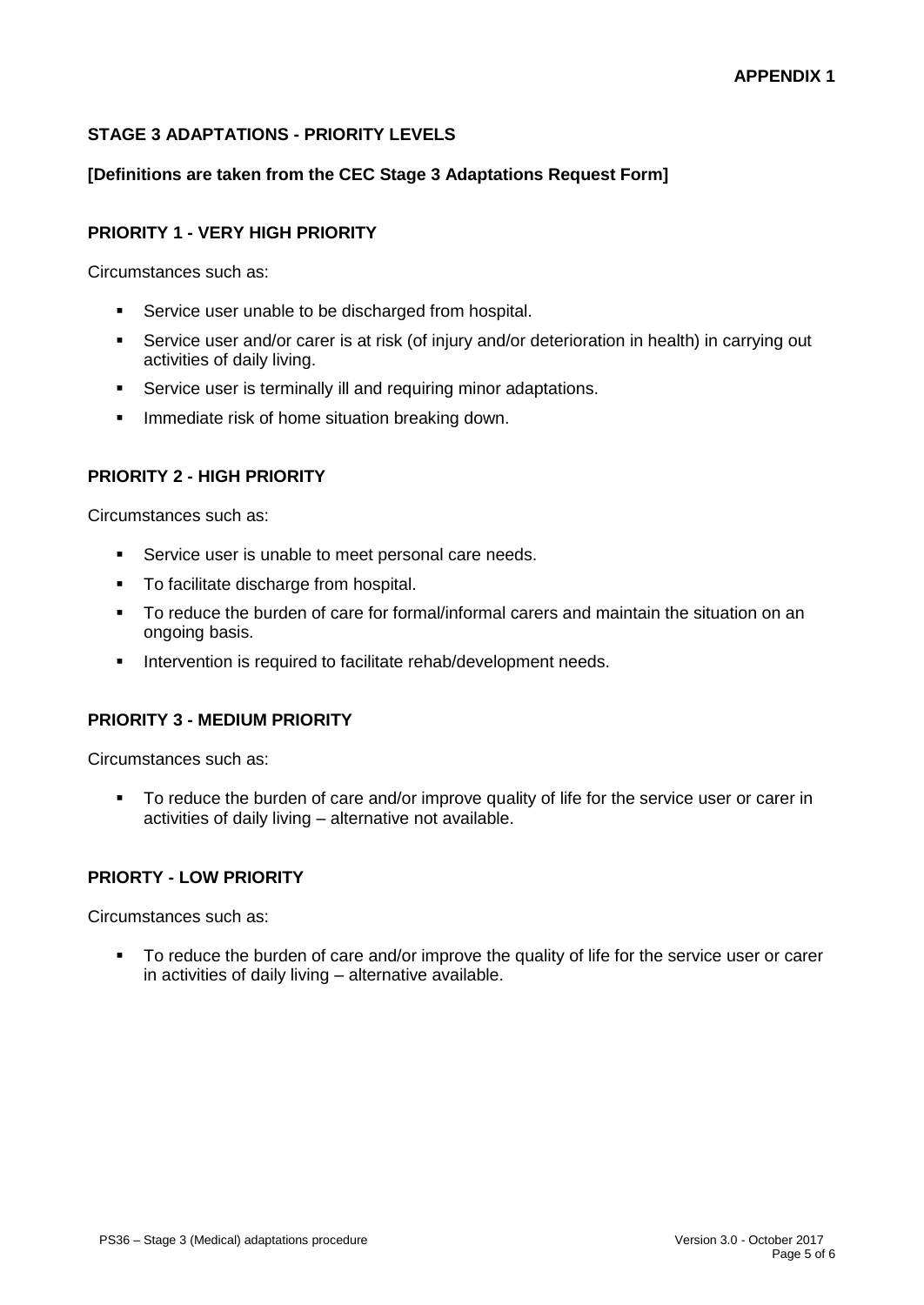**APPENDIX 1**

## STAGE 3 ADAPTATIONS - PRIORITY LEVELS

**[Definitions are taken from the CEC Stage 3 Adaptations Request Form]**

### PRIORITY 1 - VERY HIGH PRIORITY

Circumstances such as:

- Service user unable to be discharged from hospital.
- Service user and/or carer is at risk (of injury and/or deterioration in health) in carrying out activities of daily living.
- Service user is terminally ill and requiring minor adaptations.
- Immediate risk of home situation breaking down.

### PRIORITY 2 - HIGH PRIORITY

Circumstances such as:

- Service user is unable to meet personal care needs.
- To facilitate discharge from hospital.
- To reduce the burden of care for formal/informal carers and maintain the situation on an ongoing basis.
- Intervention is required to facilitate rehab/development needs.

### PRIORITY 3 - MEDIUM PRIORITY

Circumstances such as:

- To reduce the burden of care and/or improve quality of life for the service user or carer in activities of daily living – alternative not available.

### PRIORTY - LOW PRIORITY

Circumstances such as:

- To reduce the burden of care and/or improve the quality of life for the service user or carer in activities of daily living – alternative available.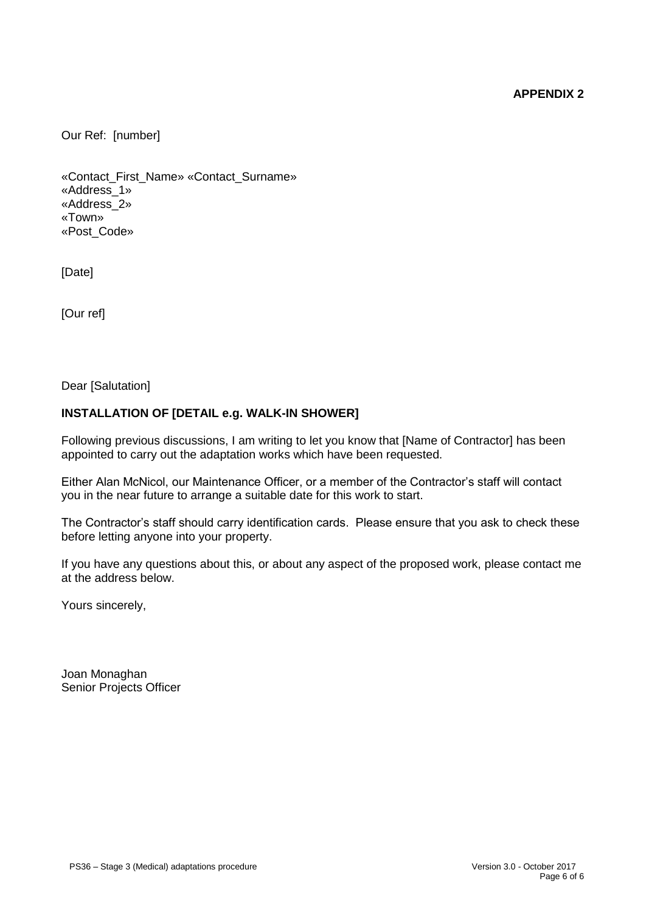**APPENDIX 2**

Our Ref: [number]

«Contact_First_Name» «Contact_Surname»
«Address_1»
«Address_2»
«Town»
«Post_Code»

[Date]

[Our ref]

Dear [Salutation]

**INSTALLATION OF [DETAIL e.g. WALK-IN SHOWER]**

Following previous discussions, I am writing to let you know that [Name of Contractor] has been appointed to carry out the adaptation works which have been requested.

Either Alan McNicol, our Maintenance Officer, or a member of the Contractor's staff will contact you in the near future to arrange a suitable date for this work to start.

The Contractor's staff should carry identification cards. Please ensure that you ask to check these before letting anyone into your property.

If you have any questions about this, or about any aspect of the proposed work, please contact me at the address below.

Yours sincerely,

Joan Monaghan
Senior Projects Officer